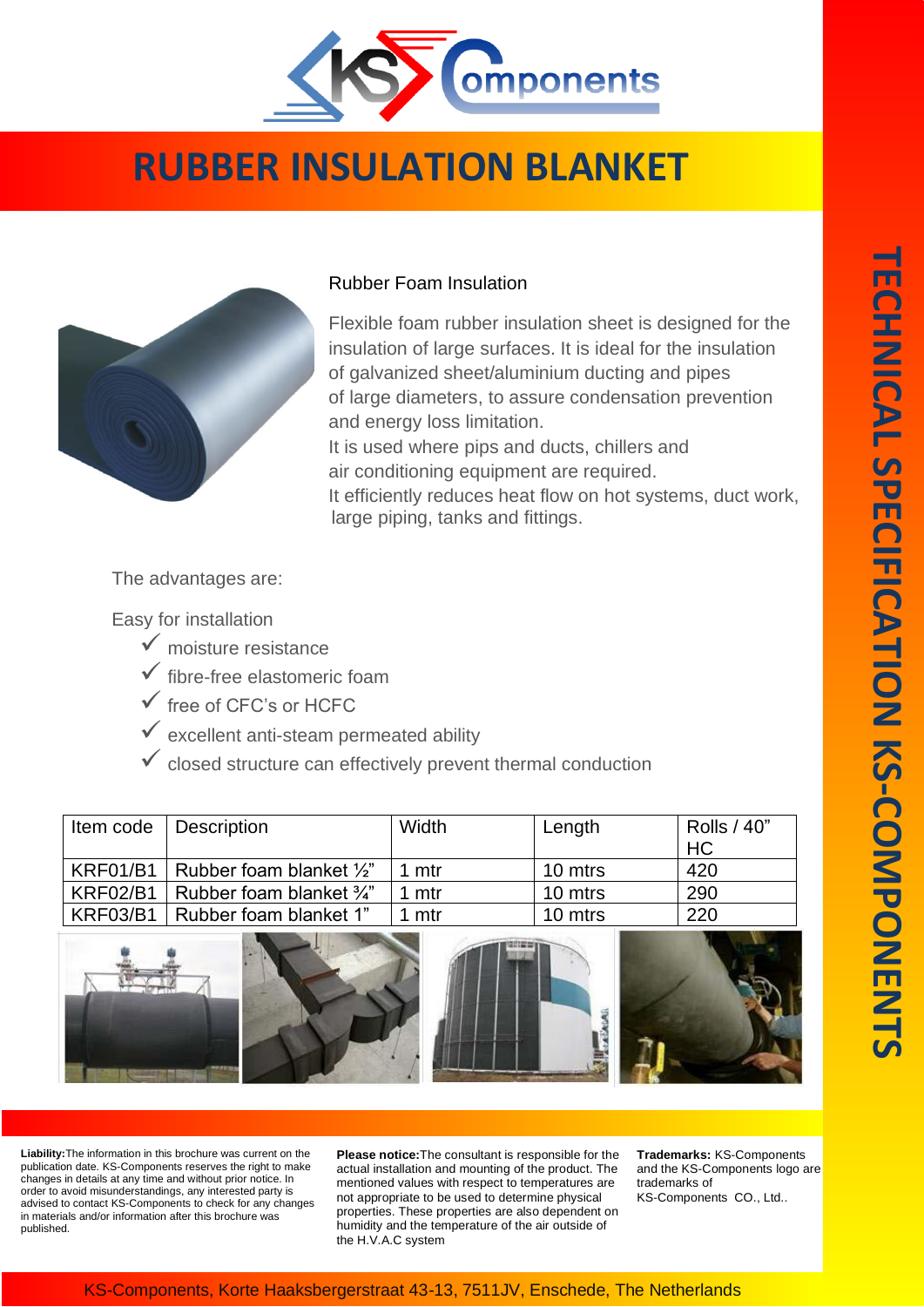# RUBBER INSULATION BLANKET

Rubber Foam Insulation

Flexible foam rubber insulation sheet is designed for the insulation of large surfaces. It is ideal for the insulation of galvanized sheet/aluminium ducting and pipes of large diameters, to assure condensation prevention and energy loss limitation.
It is used where pips and ducts, chillers and air conditioning equipment are required.
It efficiently reduces heat flow on hot systems, duct work, large piping, tanks and fittings.

The advantages are:

Easy for installation

- ✓ moisture resistance
- ✓ fibre-free elastomeric foam
- ✓ free of CFC's or HCFC
- ✓ excellent anti-steam permeated ability
- ✓ closed structure can effectively prevent thermal conduction

| Item code | Description | Width | Length | Rolls / 40" HC |
|---|---|---|---|---|
| KRF01/B1 | Rubber foam blanket ½" | 1 mtr | 10 mtrs | 420 |
| KRF02/B1 | Rubber foam blanket ¾" | 1 mtr | 10 mtrs | 290 |
| KRF03/B1 | Rubber foam blanket 1" | 1 mtr | 10 mtrs | 220 |

**Liability:** The information in this brochure was current on the publication date. KS-Components reserves the right to make changes in details at any time and without prior notice. In order to avoid misunderstandings, any interested party is advised to contact KS-Components to check for any changes in materials and/or information after this brochure was published.

**Please notice:** The consultant is responsible for the actual installation and mounting of the product. The mentioned values with respect to temperatures are not appropriate to be used to determine physical properties. These properties are also dependent on humidity and the temperature of the air outside of the H.V.A.C system

**Trademarks:** KS-Components and the KS-Components logo are trademarks of KS-Components CO., Ltd..

KS-Components, Korte Haaksbergerstraat 43-13, 7511JV, Enschede, The Netherlands

TECHNICAL SPECIFICATION KS-COMPONENTS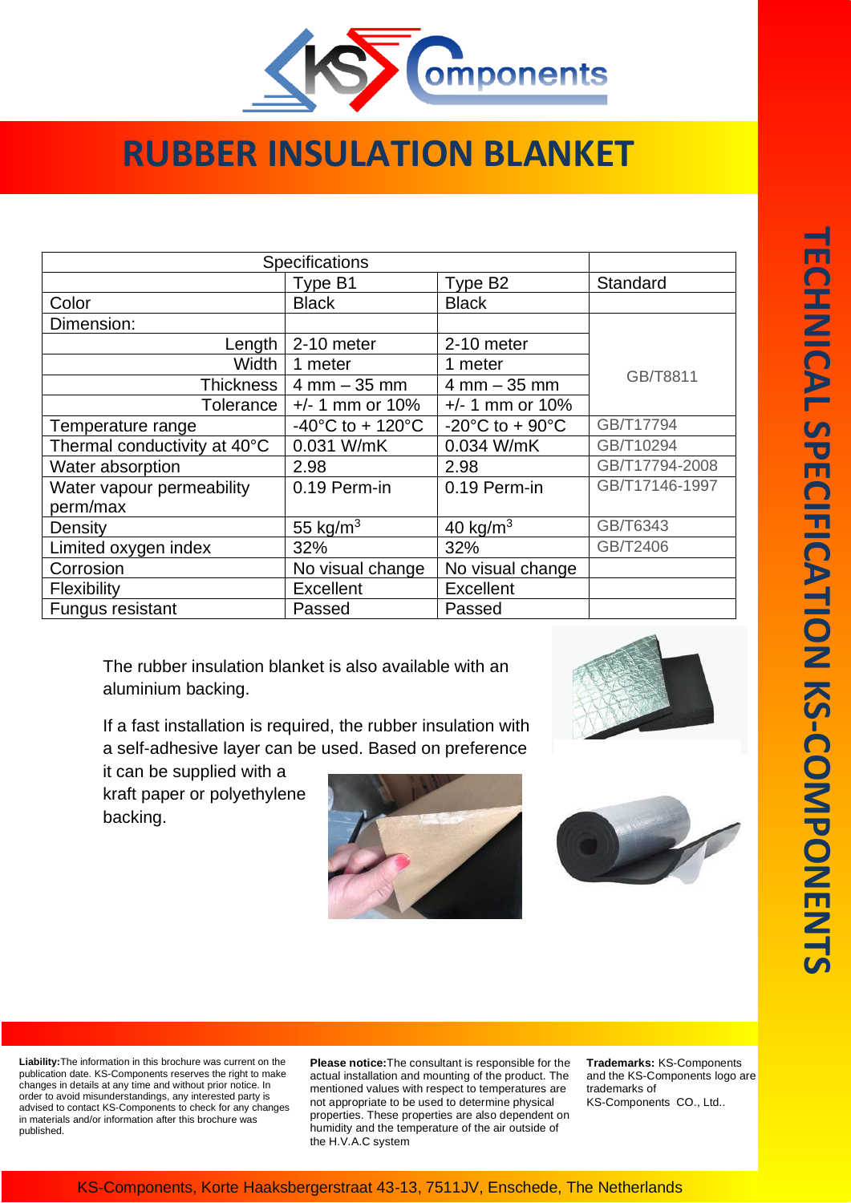# RUBBER INSULATION BLANKET

| Specifications | | | |
|---|---|---|---|
| | Type B1 | Type B2 | Standard |
| Color | Black | Black | |
| Dimension: | | | |
| Length | 2-10 meter | 2-10 meter | GB/T8811 |
| Width | 1 meter | 1 meter | |
| Thickness | 4 mm – 35 mm | 4 mm – 35 mm | |
| Tolerance | +/- 1 mm or 10% | +/- 1 mm or 10% | |
| Temperature range | -40°C to + 120°C | -20°C to + 90°C | GB/T17794 |
| Thermal conductivity at 40°C | 0.031 W/mK | 0.034 W/mK | GB/T10294 |
| Water absorption | 2.98 | 2.98 | GB/T17794-2008 |
| Water vapour permeability perm/max | 0.19 Perm-in | 0.19 Perm-in | GB/T17146-1997 |
| Density | 55 kg/m$^3$ | 40 kg/m$^3$ | GB/T6343 |
| Limited oxygen index | 32% | 32% | GB/T2406 |
| Corrosion | No visual change | No visual change | |
| Flexibility | Excellent | Excellent | |
| Fungus resistant | Passed | Passed | |

The rubber insulation blanket is also available with an aluminium backing.

If a fast installation is required, the rubber insulation with a self-adhesive layer can be used. Based on preference it can be supplied with a kraft paper or polyethylene backing.

**Liability:** The information in this brochure was current on the publication date. KS-Components reserves the right to make changes in details at any time and without prior notice. In order to avoid misunderstandings, any interested party is advised to contact KS-Components to check for any changes in materials and/or information after this brochure was published.

**Please notice:** The consultant is responsible for the actual installation and mounting of the product. The mentioned values with respect to temperatures are not appropriate to be used to determine physical properties. These properties are also dependent on humidity and the temperature of the air outside of the H.V.A.C system

**Trademarks:** KS-Components and the KS-Components logo are trademarks of KS-Components CO., Ltd..

KS-Components, Korte Haaksbergerstraat 43-13, 7511JV, Enschede, The Netherlands

TECHNICAL SPECIFICATION KS-COMPONENTS